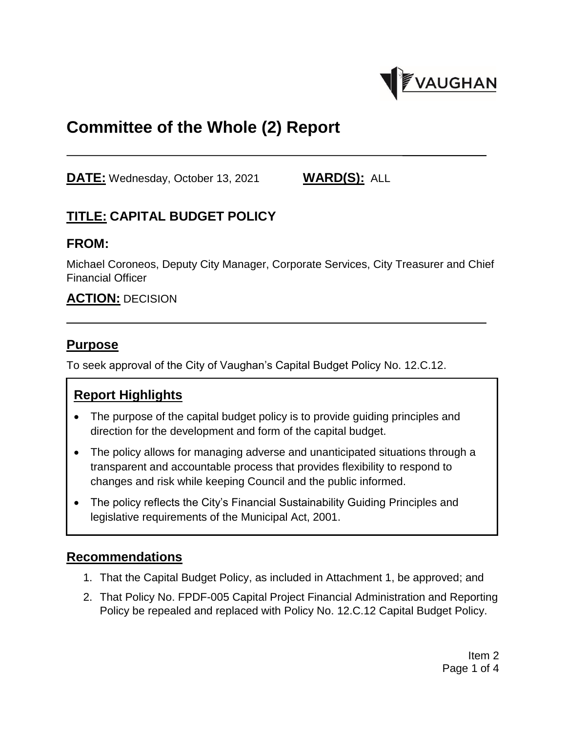# Committee of the Whole (2) Report

**DATE:** Wednesday, October 13, 2021 **WARD(S):** ALL

## TITLE: CAPITAL BUDGET POLICY

## FROM:

Michael Coroneos, Deputy City Manager, Corporate Services, City Treasurer and Chief Financial Officer

## ACTION: DECISION

## Purpose

To seek approval of the City of Vaughan's Capital Budget Policy No. 12.C.12.

## Report Highlights

- The purpose of the capital budget policy is to provide guiding principles and direction for the development and form of the capital budget.
- The policy allows for managing adverse and unanticipated situations through a transparent and accountable process that provides flexibility to respond to changes and risk while keeping Council and the public informed.
- The policy reflects the City's Financial Sustainability Guiding Principles and legislative requirements of the Municipal Act, 2001.

## Recommendations

1. That the Capital Budget Policy, as included in Attachment 1, be approved; and
2. That Policy No. FPDF-005 Capital Project Financial Administration and Reporting Policy be repealed and replaced with Policy No. 12.C.12 Capital Budget Policy.

Item 2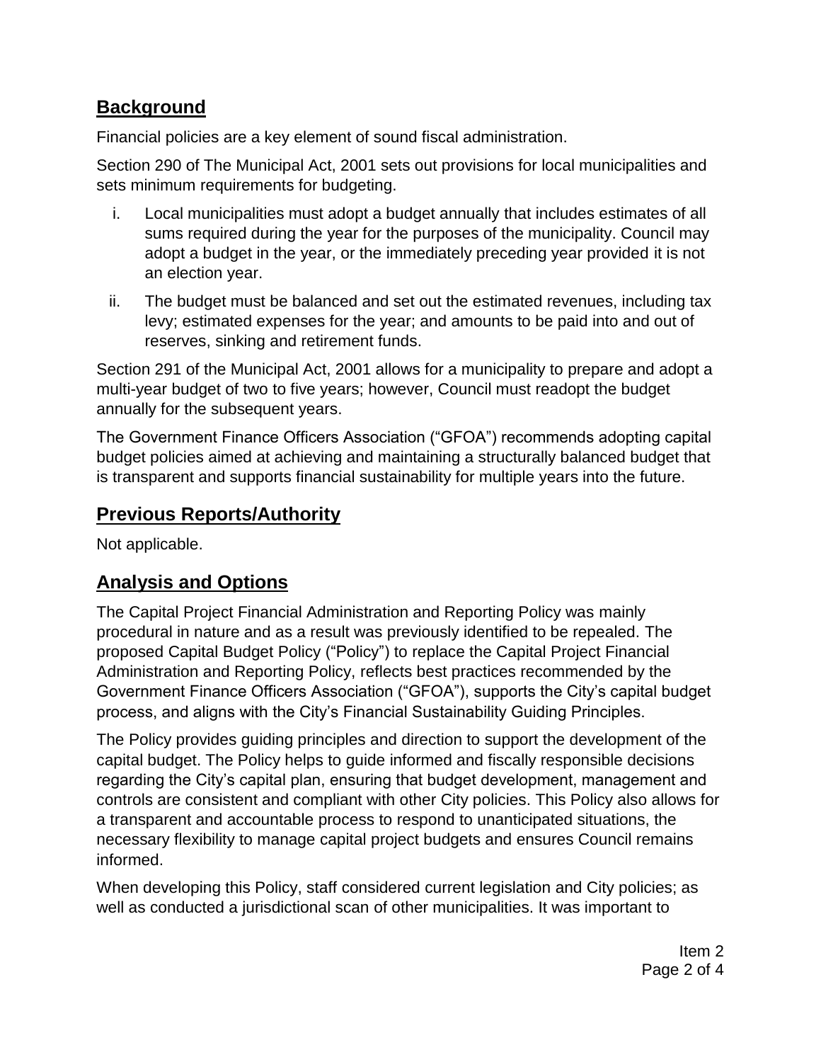## Background

Financial policies are a key element of sound fiscal administration.

Section 290 of The Municipal Act, 2001 sets out provisions for local municipalities and sets minimum requirements for budgeting.

i. Local municipalities must adopt a budget annually that includes estimates of all sums required during the year for the purposes of the municipality. Council may adopt a budget in the year, or the immediately preceding year provided it is not an election year.

ii. The budget must be balanced and set out the estimated revenues, including tax levy; estimated expenses for the year; and amounts to be paid into and out of reserves, sinking and retirement funds.

Section 291 of the Municipal Act, 2001 allows for a municipality to prepare and adopt a multi-year budget of two to five years; however, Council must readopt the budget annually for the subsequent years.

The Government Finance Officers Association ("GFOA") recommends adopting capital budget policies aimed at achieving and maintaining a structurally balanced budget that is transparent and supports financial sustainability for multiple years into the future.

## Previous Reports/Authority

Not applicable.

## Analysis and Options

The Capital Project Financial Administration and Reporting Policy was mainly procedural in nature and as a result was previously identified to be repealed. The proposed Capital Budget Policy ("Policy") to replace the Capital Project Financial Administration and Reporting Policy, reflects best practices recommended by the Government Finance Officers Association ("GFOA"), supports the City's capital budget process, and aligns with the City's Financial Sustainability Guiding Principles.

The Policy provides guiding principles and direction to support the development of the capital budget. The Policy helps to guide informed and fiscally responsible decisions regarding the City's capital plan, ensuring that budget development, management and controls are consistent and compliant with other City policies. This Policy also allows for a transparent and accountable process to respond to unanticipated situations, the necessary flexibility to manage capital project budgets and ensures Council remains informed.

When developing this Policy, staff considered current legislation and City policies; as well as conducted a jurisdictional scan of other municipalities. It was important to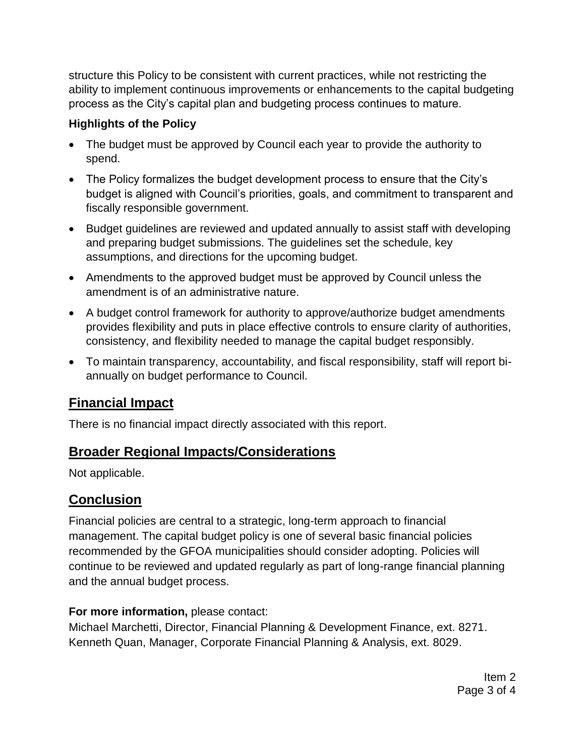structure this Policy to be consistent with current practices, while not restricting the ability to implement continuous improvements or enhancements to the capital budgeting process as the City's capital plan and budgeting process continues to mature.

**Highlights of the Policy**

- The budget must be approved by Council each year to provide the authority to spend.
- The Policy formalizes the budget development process to ensure that the City's budget is aligned with Council's priorities, goals, and commitment to transparent and fiscally responsible government.
- Budget guidelines are reviewed and updated annually to assist staff with developing and preparing budget submissions. The guidelines set the schedule, key assumptions, and directions for the upcoming budget.
- Amendments to the approved budget must be approved by Council unless the amendment is of an administrative nature.
- A budget control framework for authority to approve/authorize budget amendments provides flexibility and puts in place effective controls to ensure clarity of authorities, consistency, and flexibility needed to manage the capital budget responsibly.
- To maintain transparency, accountability, and fiscal responsibility, staff will report bi-annually on budget performance to Council.

## Financial Impact

There is no financial impact directly associated with this report.

## Broader Regional Impacts/Considerations

Not applicable.

## Conclusion

Financial policies are central to a strategic, long-term approach to financial management. The capital budget policy is one of several basic financial policies recommended by the GFOA municipalities should consider adopting. Policies will continue to be reviewed and updated regularly as part of long-range financial planning and the annual budget process.

**For more information,** please contact:
Michael Marchetti, Director, Financial Planning & Development Finance, ext. 8271.
Kenneth Quan, Manager, Corporate Financial Planning & Analysis, ext. 8029.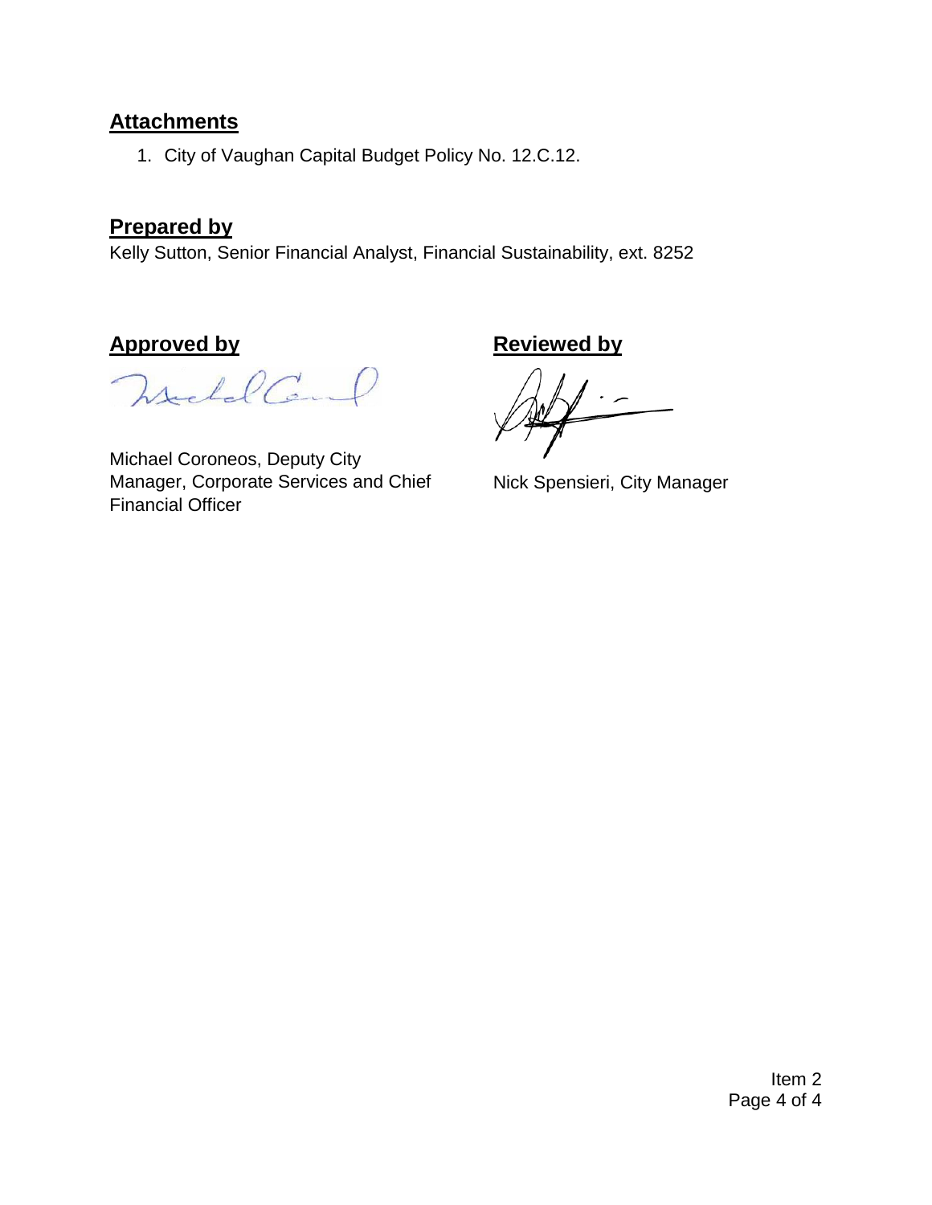## Attachments

1. City of Vaughan Capital Budget Policy No. 12.C.12.

## Prepared by

Kelly Sutton, Senior Financial Analyst, Financial Sustainability, ext. 8252

## Approved by

Michael Coroneos, Deputy City Manager, Corporate Services and Chief Financial Officer

## Reviewed by

Nick Spensieri, City Manager